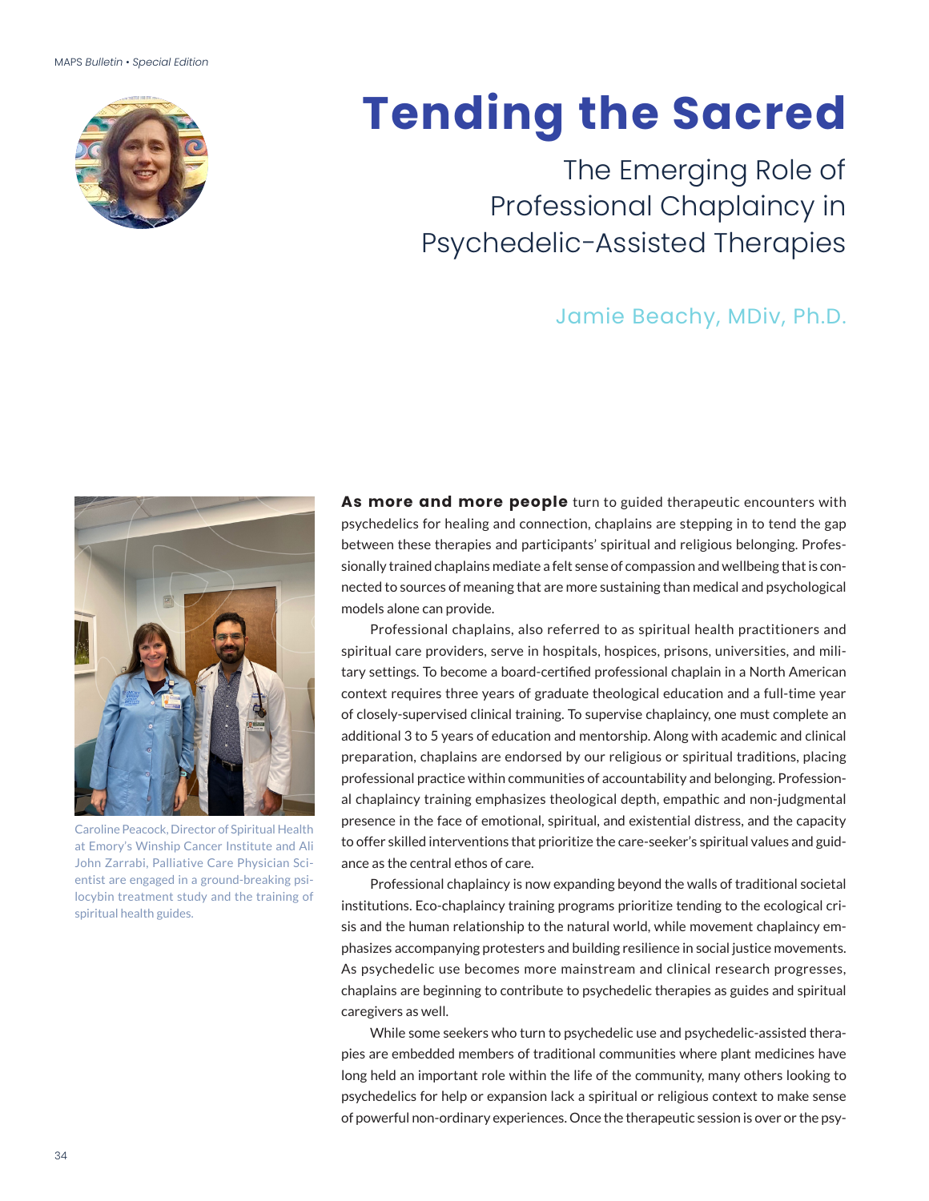# Tending the Sacred

## The Emerging Role of Professional Chaplaincy in Psychedelic-Assisted Therapies

Jamie Beachy, MDiv, Ph.D.

Caroline Peacock, Director of Spiritual Health at Emory's Winship Cancer Institute and Ali John Zarrabi, Palliative Care Physician Scientist are engaged in a ground-breaking psilocybin treatment study and the training of spiritual health guides.

**As more and more people** turn to guided therapeutic encounters with psychedelics for healing and connection, chaplains are stepping in to tend the gap between these therapies and participants' spiritual and religious belonging. Professionally trained chaplains mediate a felt sense of compassion and wellbeing that is connected to sources of meaning that are more sustaining than medical and psychological models alone can provide.

Professional chaplains, also referred to as spiritual health practitioners and spiritual care providers, serve in hospitals, hospices, prisons, universities, and military settings. To become a board-certified professional chaplain in a North American context requires three years of graduate theological education and a full-time year of closely-supervised clinical training. To supervise chaplaincy, one must complete an additional 3 to 5 years of education and mentorship. Along with academic and clinical preparation, chaplains are endorsed by our religious or spiritual traditions, placing professional practice within communities of accountability and belonging. Professional chaplaincy training emphasizes theological depth, empathic and non-judgmental presence in the face of emotional, spiritual, and existential distress, and the capacity to offer skilled interventions that prioritize the care-seeker's spiritual values and guidance as the central ethos of care.

Professional chaplaincy is now expanding beyond the walls of traditional societal institutions. Eco-chaplaincy training programs prioritize tending to the ecological crisis and the human relationship to the natural world, while movement chaplaincy emphasizes accompanying protesters and building resilience in social justice movements. As psychedelic use becomes more mainstream and clinical research progresses, chaplains are beginning to contribute to psychedelic therapies as guides and spiritual caregivers as well.

While some seekers who turn to psychedelic use and psychedelic-assisted therapies are embedded members of traditional communities where plant medicines have long held an important role within the life of the community, many others looking to psychedelics for help or expansion lack a spiritual or religious context to make sense of powerful non-ordinary experiences. Once the therapeutic session is over or the psy-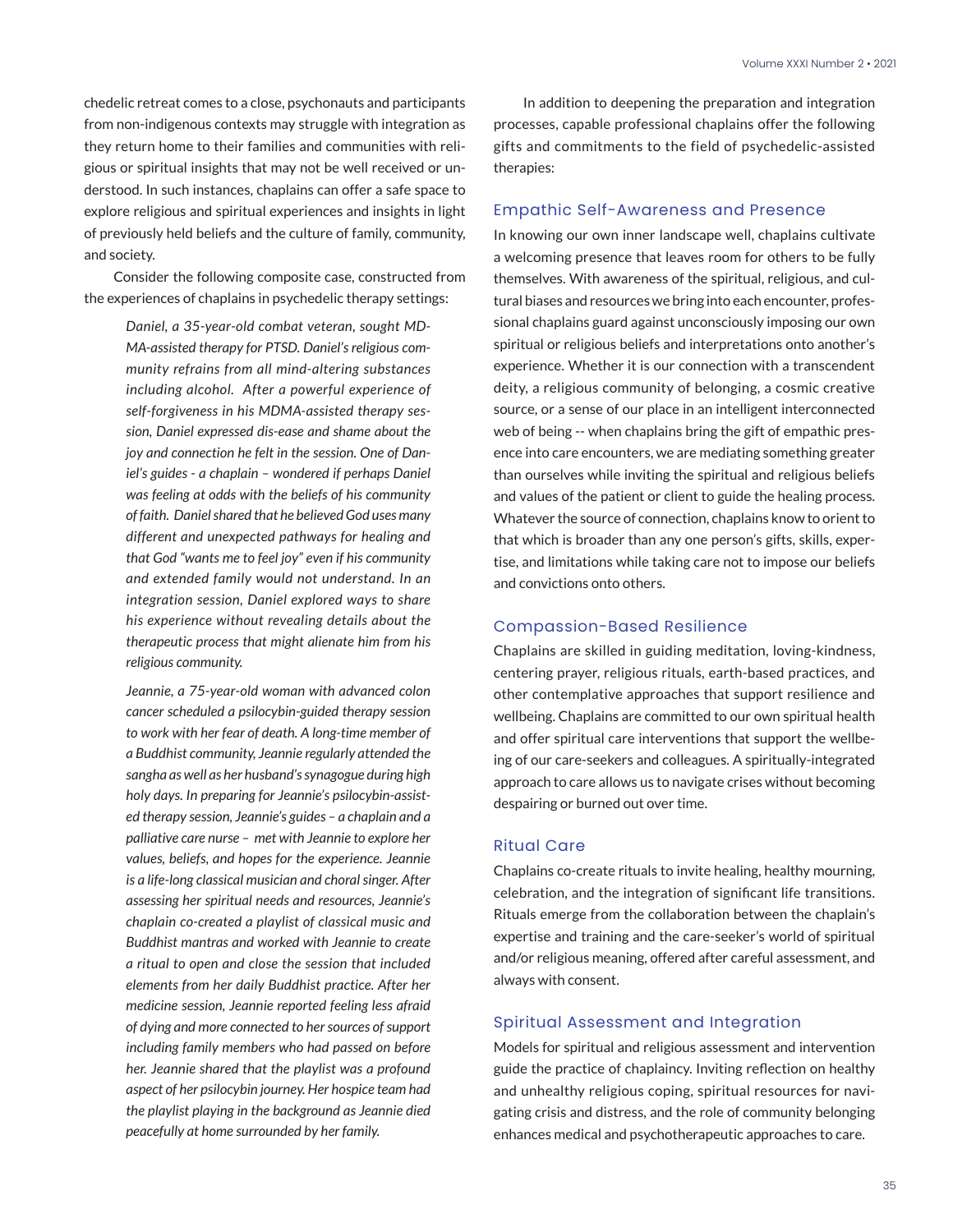chedelic retreat comes to a close, psychonauts and participants from non-indigenous contexts may struggle with integration as they return home to their families and communities with religious or spiritual insights that may not be well received or understood. In such instances, chaplains can offer a safe space to explore religious and spiritual experiences and insights in light of previously held beliefs and the culture of family, community, and society.

Consider the following composite case, constructed from the experiences of chaplains in psychedelic therapy settings:

> *Daniel, a 35-year-old combat veteran, sought MDMA-assisted therapy for PTSD. Daniel's religious community refrains from all mind-altering substances including alcohol. After a powerful experience of self-forgiveness in his MDMA-assisted therapy session, Daniel expressed dis-ease and shame about the joy and connection he felt in the session. One of Daniel's guides - a chaplain – wondered if perhaps Daniel was feeling at odds with the beliefs of his community of faith. Daniel shared that he believed God uses many different and unexpected pathways for healing and that God "wants me to feel joy" even if his community and extended family would not understand. In an integration session, Daniel explored ways to share his experience without revealing details about the therapeutic process that might alienate him from his religious community.*
>
> *Jeannie, a 75-year-old woman with advanced colon cancer scheduled a psilocybin-guided therapy session to work with her fear of death. A long-time member of a Buddhist community, Jeannie regularly attended the sangha as well as her husband's synagogue during high holy days. In preparing for Jeannie's psilocybin-assisted therapy session, Jeannie's guides – a chaplain and a palliative care nurse – met with Jeannie to explore her values, beliefs, and hopes for the experience. Jeannie is a life-long classical musician and choral singer. After assessing her spiritual needs and resources, Jeannie's chaplain co-created a playlist of classical music and Buddhist mantras and worked with Jeannie to create a ritual to open and close the session that included elements from her daily Buddhist practice. After her medicine session, Jeannie reported feeling less afraid of dying and more connected to her sources of support including family members who had passed on before her. Jeannie shared that the playlist was a profound aspect of her psilocybin journey. Her hospice team had the playlist playing in the background as Jeannie died peacefully at home surrounded by her family.*

In addition to deepening the preparation and integration processes, capable professional chaplains offer the following gifts and commitments to the field of psychedelic-assisted therapies:

### Empathic Self-Awareness and Presence

In knowing our own inner landscape well, chaplains cultivate a welcoming presence that leaves room for others to be fully themselves. With awareness of the spiritual, religious, and cultural biases and resources we bring into each encounter, professional chaplains guard against unconsciously imposing our own spiritual or religious beliefs and interpretations onto another's experience. Whether it is our connection with a transcendent deity, a religious community of belonging, a cosmic creative source, or a sense of our place in an intelligent interconnected web of being -- when chaplains bring the gift of empathic presence into care encounters, we are mediating something greater than ourselves while inviting the spiritual and religious beliefs and values of the patient or client to guide the healing process. Whatever the source of connection, chaplains know to orient to that which is broader than any one person's gifts, skills, expertise, and limitations while taking care not to impose our beliefs and convictions onto others.

### Compassion-Based Resilience

Chaplains are skilled in guiding meditation, loving-kindness, centering prayer, religious rituals, earth-based practices, and other contemplative approaches that support resilience and wellbeing. Chaplains are committed to our own spiritual health and offer spiritual care interventions that support the wellbeing of our care-seekers and colleagues. A spiritually-integrated approach to care allows us to navigate crises without becoming despairing or burned out over time.

### Ritual Care

Chaplains co-create rituals to invite healing, healthy mourning, celebration, and the integration of significant life transitions. Rituals emerge from the collaboration between the chaplain's expertise and training and the care-seeker's world of spiritual and/or religious meaning, offered after careful assessment, and always with consent.

### Spiritual Assessment and Integration

Models for spiritual and religious assessment and intervention guide the practice of chaplaincy. Inviting reflection on healthy and unhealthy religious coping, spiritual resources for navigating crisis and distress, and the role of community belonging enhances medical and psychotherapeutic approaches to care.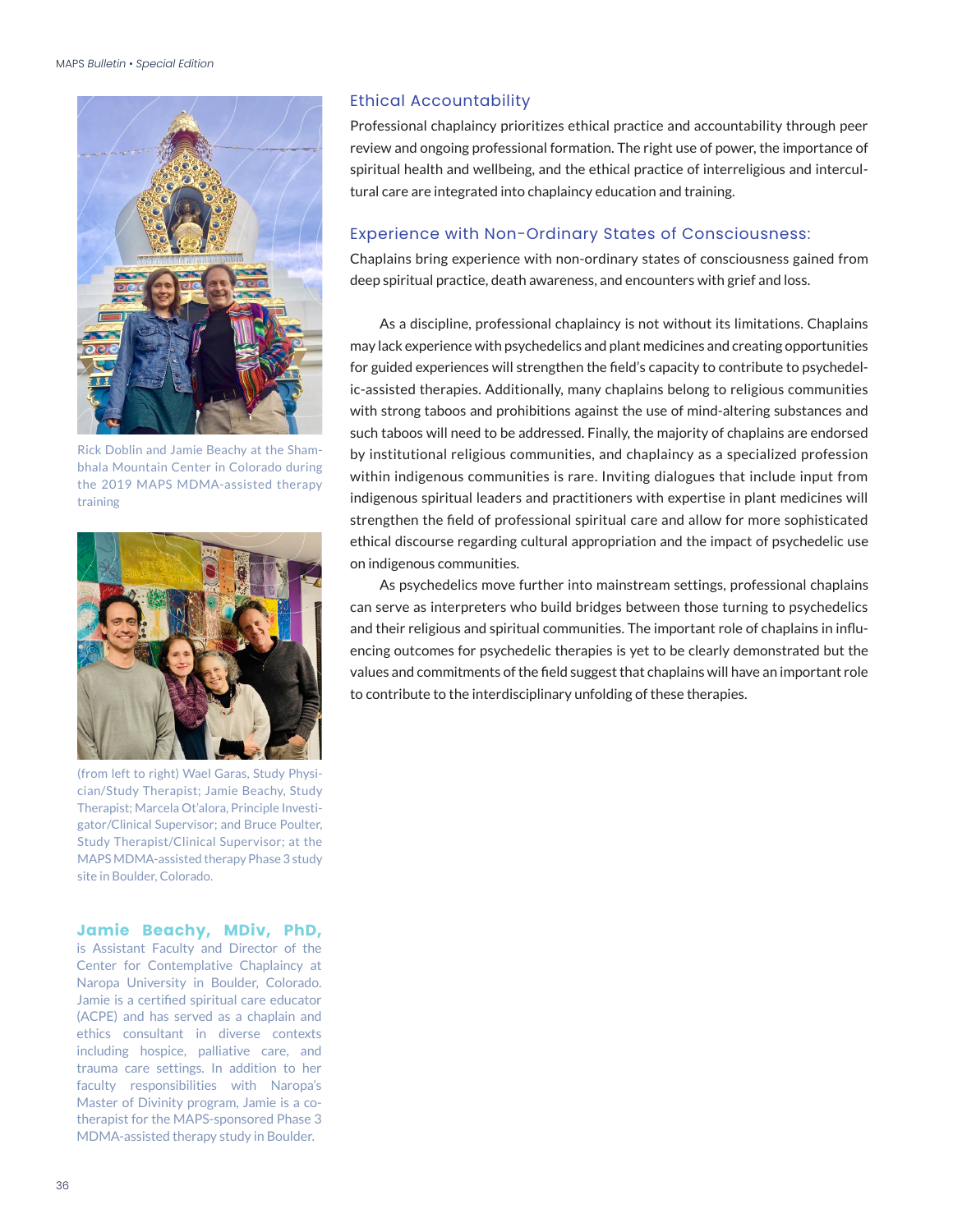### Ethical Accountability

Professional chaplaincy prioritizes ethical practice and accountability through peer review and ongoing professional formation. The right use of power, the importance of spiritual health and wellbeing, and the ethical practice of interreligious and intercultural care are integrated into chaplaincy education and training.

### Experience with Non-Ordinary States of Consciousness:

Chaplains bring experience with non-ordinary states of consciousness gained from deep spiritual practice, death awareness, and encounters with grief and loss.

As a discipline, professional chaplaincy is not without its limitations. Chaplains may lack experience with psychedelics and plant medicines and creating opportunities for guided experiences will strengthen the field's capacity to contribute to psychedelic-assisted therapies. Additionally, many chaplains belong to religious communities with strong taboos and prohibitions against the use of mind-altering substances and such taboos will need to be addressed. Finally, the majority of chaplains are endorsed by institutional religious communities, and chaplaincy as a specialized profession within indigenous communities is rare. Inviting dialogues that include input from indigenous spiritual leaders and practitioners with expertise in plant medicines will strengthen the field of professional spiritual care and allow for more sophisticated ethical discourse regarding cultural appropriation and the impact of psychedelic use on indigenous communities.

As psychedelics move further into mainstream settings, professional chaplains can serve as interpreters who build bridges between those turning to psychedelics and their religious and spiritual communities. The important role of chaplains in influencing outcomes for psychedelic therapies is yet to be clearly demonstrated but the values and commitments of the field suggest that chaplains will have an important role to contribute to the interdisciplinary unfolding of these therapies.

Rick Doblin and Jamie Beachy at the Shambhala Mountain Center in Colorado during the 2019 MAPS MDMA-assisted therapy training

(from left to right) Wael Garas, Study Physician/Study Therapist; Jamie Beachy, Study Therapist; Marcela Ot'alora, Principle Investigator/Clinical Supervisor; and Bruce Poulter, Study Therapist/Clinical Supervisor; at the MAPS MDMA-assisted therapy Phase 3 study site in Boulder, Colorado.

**Jamie Beachy, MDiv, PhD,** is Assistant Faculty and Director of the Center for Contemplative Chaplaincy at Naropa University in Boulder, Colorado. Jamie is a certified spiritual care educator (ACPE) and has served as a chaplain and ethics consultant in diverse contexts including hospice, palliative care, and trauma care settings. In addition to her faculty responsibilities with Naropa's Master of Divinity program, Jamie is a co-therapist for the MAPS-sponsored Phase 3 MDMA-assisted therapy study in Boulder.